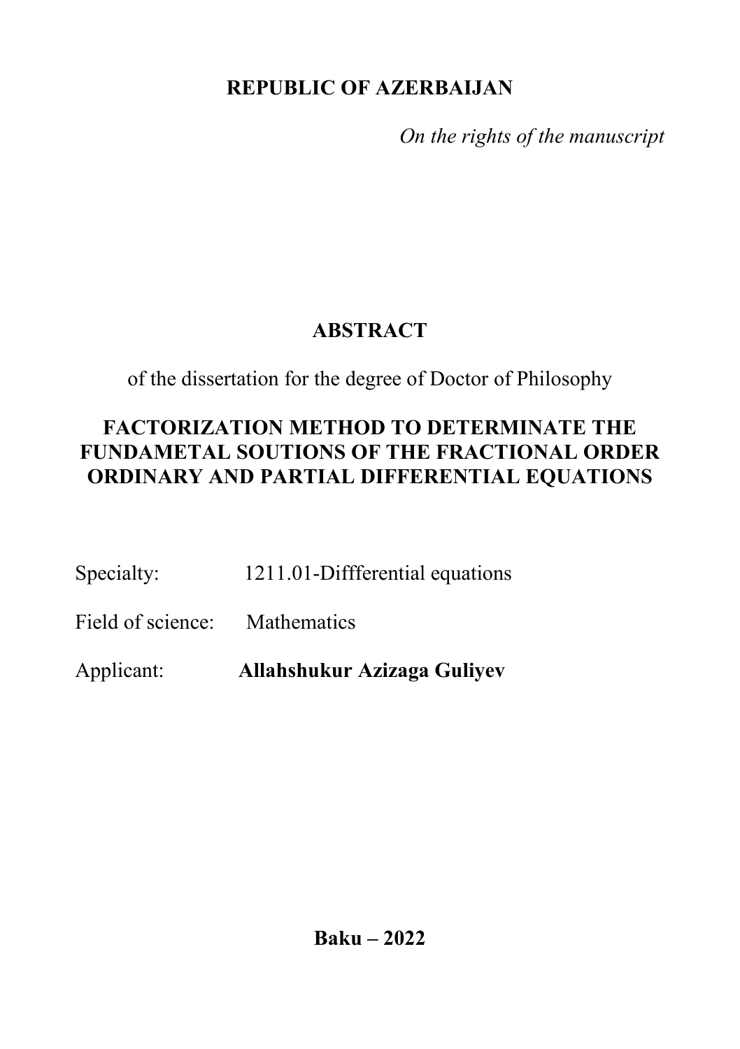**REPUBLIC OF AZERBAIJAN**

*On the rights of the manuscript*

# ABSTRACT

of the dissertation for the degree of Doctor of Philosophy

## FACTORIZATION METHOD TO DETERMINATE THE FUNDAMETAL SOUTIONS OF THE FRACTIONAL ORDER ORDINARY AND PARTIAL DIFFERENTIAL EQUATIONS

Specialty: 1211.01-Diffferential equations

Field of science: Mathematics

Applicant: **Allahshukur Azizaga Guliyev**

**Baku – 2022**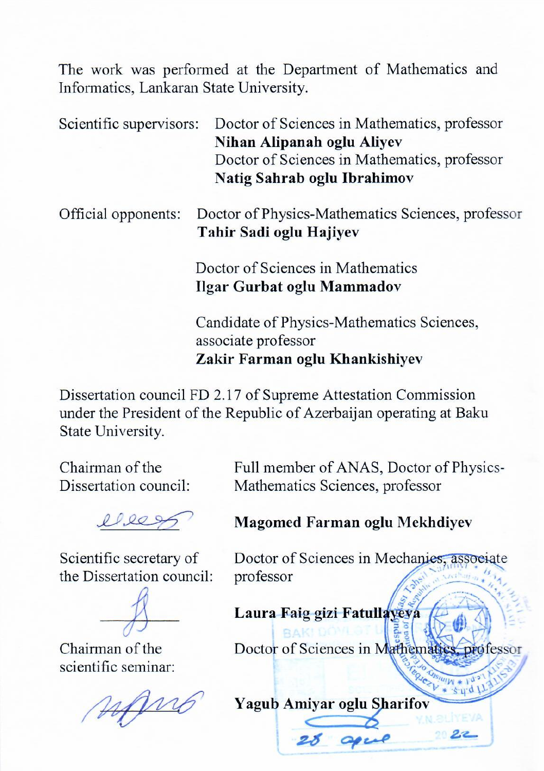The work was performed at the Department of Mathematics and Informatics, Lankaran State University.

Scientific supervisors: Doctor of Sciences in Mathematics, professor
**Nihan Alipanah oglu Aliyev**
Doctor of Sciences in Mathematics, professor
**Natig Sahrab oglu Ibrahimov**

Official opponents: Doctor of Physics-Mathematics Sciences, professor
**Tahir Sadi oglu Hajiyev**

Doctor of Sciences in Mathematics
**Ilgar Gurbat oglu Mammadov**

Candidate of Physics-Mathematics Sciences, associate professor
**Zakir Farman oglu Khankishiyev**

Dissertation council FD 2.17 of Supreme Attestation Commission under the President of the Republic of Azerbaijan operating at Baku State University.

Chairman of the Dissertation council: Full member of ANAS, Doctor of Physics-Mathematics Sciences, professor
**Magomed Farman oglu Mekhdiyev**

Scientific secretary of the Dissertation council: Doctor of Sciences in Mechanics, associate professor
**Laura Faig gizi Fatullayeva**

Chairman of the scientific seminar: Doctor of Sciences in Mathematics, professor
**Yagub Amiyar oglu Sharifov**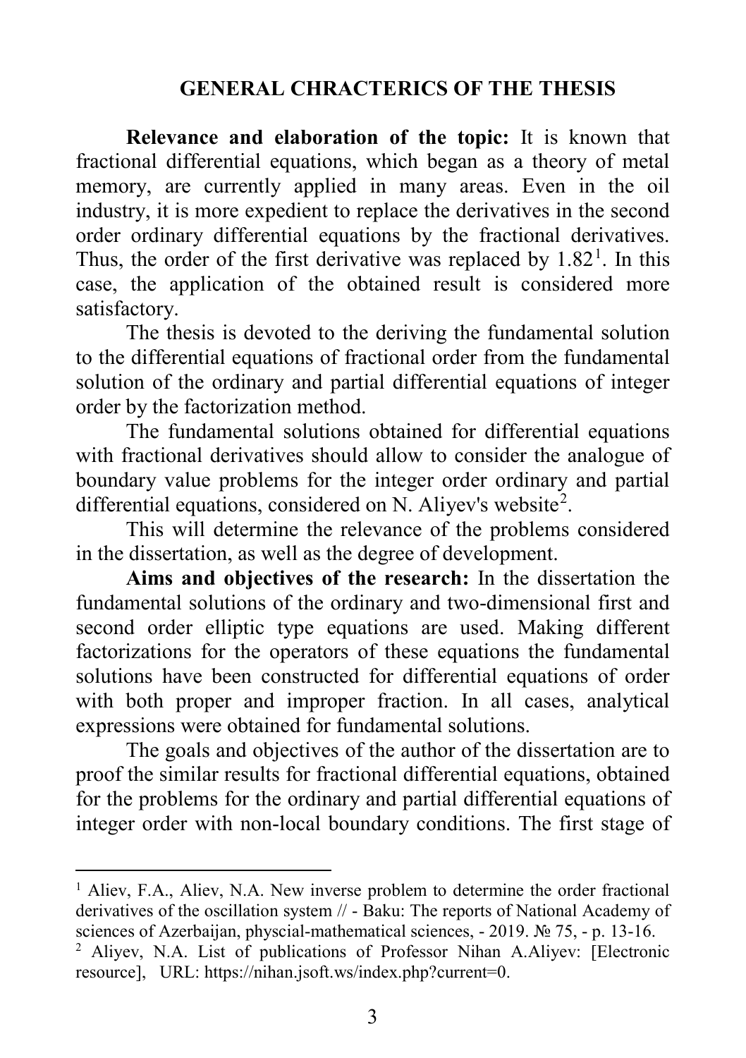## GENERAL CHRACTERICS OF THE THESIS

**Relevance and elaboration of the topic:** It is known that fractional differential equations, which began as a theory of metal memory, are currently applied in many areas. Even in the oil industry, it is more expedient to replace the derivatives in the second order ordinary differential equations by the fractional derivatives. Thus, the order of the first derivative was replaced by 1.82[1]. In this case, the application of the obtained result is considered more satisfactory.

The thesis is devoted to the deriving the fundamental solution to the differential equations of fractional order from the fundamental solution of the ordinary and partial differential equations of integer order by the factorization method.

The fundamental solutions obtained for differential equations with fractional derivatives should allow to consider the analogue of boundary value problems for the integer order ordinary and partial differential equations, considered on N. Aliyev's website[2].

This will determine the relevance of the problems considered in the dissertation, as well as the degree of development.

**Aims and objectives of the research:** In the dissertation the fundamental solutions of the ordinary and two-dimensional first and second order elliptic type equations are used. Making different factorizations for the operators of these equations the fundamental solutions have been constructed for differential equations of order with both proper and improper fraction. In all cases, analytical expressions were obtained for fundamental solutions.

The goals and objectives of the author of the dissertation are to proof the similar results for fractional differential equations, obtained for the problems for the ordinary and partial differential equations of integer order with non-local boundary conditions. The first stage of

---

[1] Aliev, F.A., Aliev, N.A. New inverse problem to determine the order fractional derivatives of the oscillation system // - Baku: The reports of National Academy of sciences of Azerbaijan, physcial-mathematical sciences, - 2019. № 75, - p. 13-16.

[2] Aliyev, N.A. List of publications of Professor Nihan A.Aliyev: [Electronic resource], URL: https://nihan.jsoft.ws/index.php?current=0.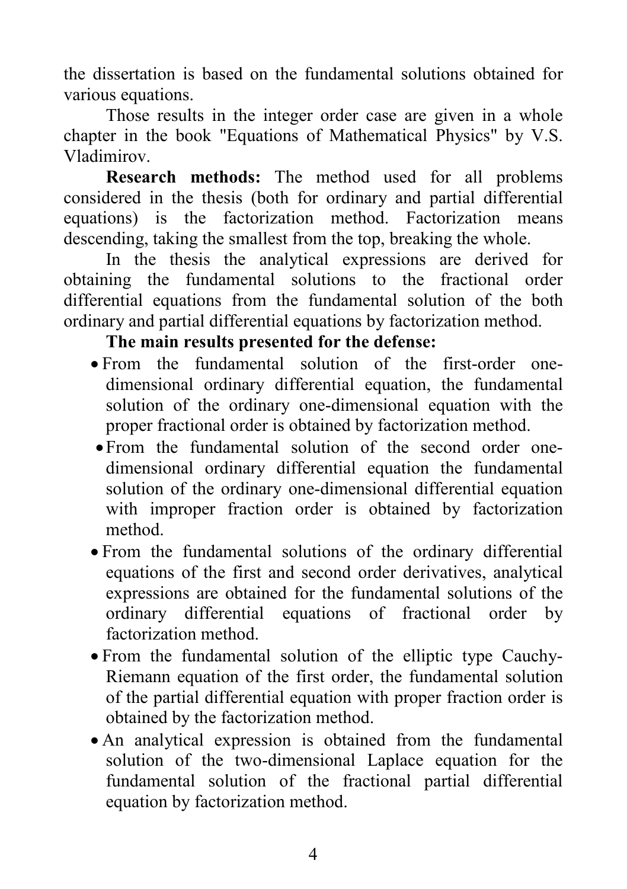the dissertation is based on the fundamental solutions obtained for various equations.

Those results in the integer order case are given in a whole chapter in the book "Equations of Mathematical Physics" by V.S. Vladimirov.

**Research methods:** The method used for all problems considered in the thesis (both for ordinary and partial differential equations) is the factorization method. Factorization means descending, taking the smallest from the top, breaking the whole.

In the thesis the analytical expressions are derived for obtaining the fundamental solutions to the fractional order differential equations from the fundamental solution of the both ordinary and partial differential equations by factorization method.

**The main results presented for the defense:**

- From the fundamental solution of the first-order one-dimensional ordinary differential equation, the fundamental solution of the ordinary one-dimensional equation with the proper fractional order is obtained by factorization method.
- From the fundamental solution of the second order one-dimensional ordinary differential equation the fundamental solution of the ordinary one-dimensional differential equation with improper fraction order is obtained by factorization method.
- From the fundamental solutions of the ordinary differential equations of the first and second order derivatives, analytical expressions are obtained for the fundamental solutions of the ordinary differential equations of fractional order by factorization method.
- From the fundamental solution of the elliptic type Cauchy-Riemann equation of the first order, the fundamental solution of the partial differential equation with proper fraction order is obtained by the factorization method.
- An analytical expression is obtained from the fundamental solution of the two-dimensional Laplace equation for the fundamental solution of the fractional partial differential equation by factorization method.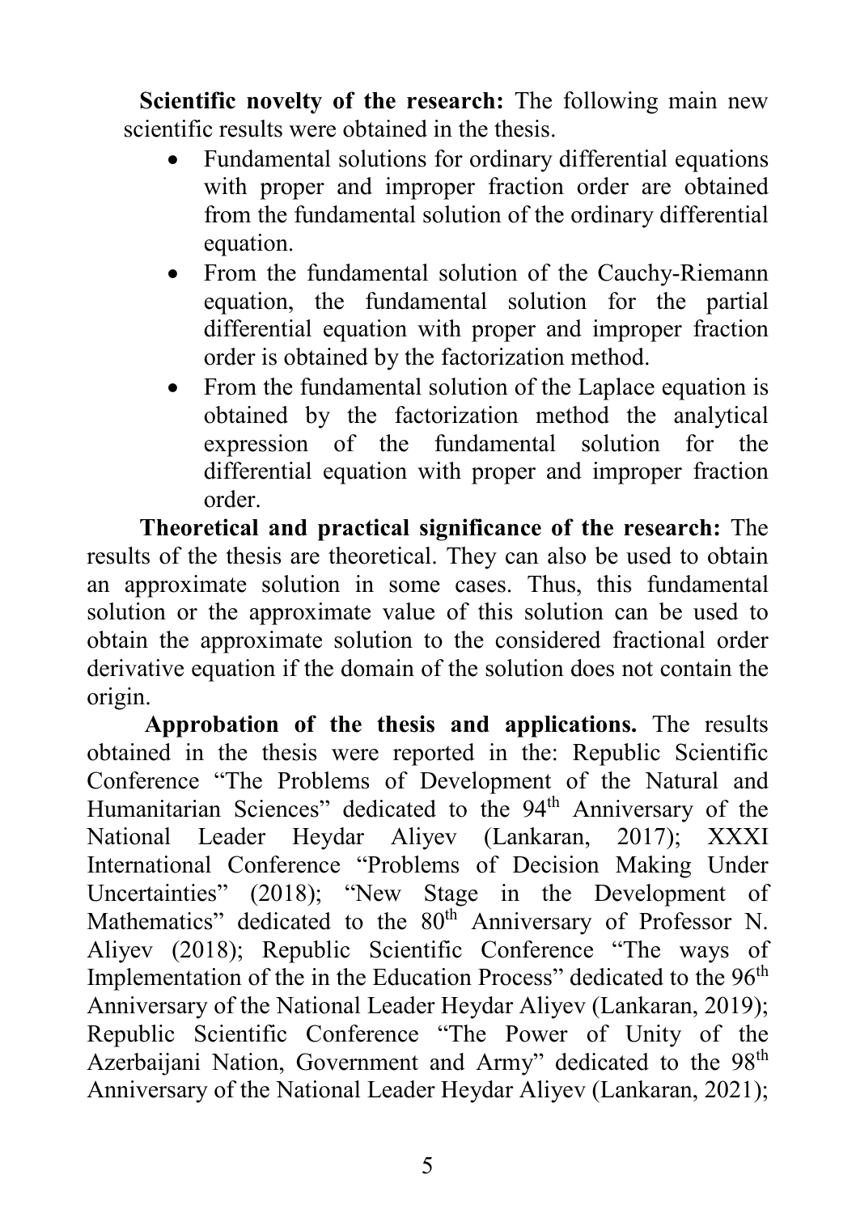**Scientific novelty of the research:** The following main new scientific results were obtained in the thesis.

- Fundamental solutions for ordinary differential equations with proper and improper fraction order are obtained from the fundamental solution of the ordinary differential equation.
- From the fundamental solution of the Cauchy-Riemann equation, the fundamental solution for the partial differential equation with proper and improper fraction order is obtained by the factorization method.
- From the fundamental solution of the Laplace equation is obtained by the factorization method the analytical expression of the fundamental solution for the differential equation with proper and improper fraction order.

**Theoretical and practical significance of the research:** The results of the thesis are theoretical. They can also be used to obtain an approximate solution in some cases. Thus, this fundamental solution or the approximate value of this solution can be used to obtain the approximate solution to the considered fractional order derivative equation if the domain of the solution does not contain the origin.

**Approbation of the thesis and applications.** The results obtained in the thesis were reported in the: Republic Scientific Conference "The Problems of Development of the Natural and Humanitarian Sciences" dedicated to the 94th Anniversary of the National Leader Heydar Aliyev (Lankaran, 2017); XXXI International Conference "Problems of Decision Making Under Uncertainties" (2018); "New Stage in the Development of Mathematics" dedicated to the 80th Anniversary of Professor N. Aliyev (2018); Republic Scientific Conference "The ways of Implementation of the in the Education Process" dedicated to the 96th Anniversary of the National Leader Heydar Aliyev (Lankaran, 2019); Republic Scientific Conference "The Power of Unity of the Azerbaijani Nation, Government and Army" dedicated to the 98th Anniversary of the National Leader Heydar Aliyev (Lankaran, 2021);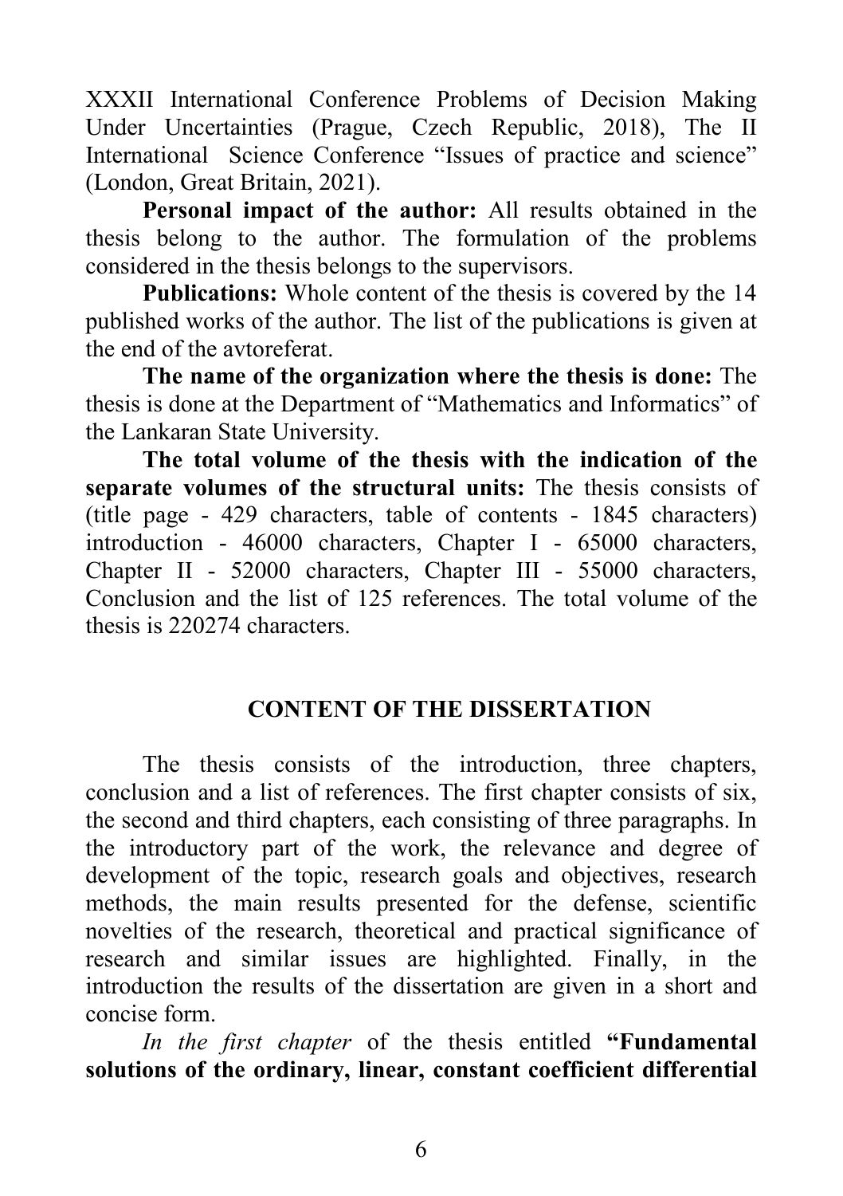XXXII International Conference Problems of Decision Making Under Uncertainties (Prague, Czech Republic, 2018), The II International Science Conference "Issues of practice and science" (London, Great Britain, 2021).

**Personal impact of the author:** All results obtained in the thesis belong to the author. The formulation of the problems considered in the thesis belongs to the supervisors.

**Publications:** Whole content of the thesis is covered by the 14 published works of the author. The list of the publications is given at the end of the avtoreferat.

**The name of the organization where the thesis is done:** The thesis is done at the Department of "Mathematics and Informatics" of the Lankaran State University.

**The total volume of the thesis with the indication of the separate volumes of the structural units:** The thesis consists of (title page - 429 characters, table of contents - 1845 characters) introduction - 46000 characters, Chapter I - 65000 characters, Chapter II - 52000 characters, Chapter III - 55000 characters, Conclusion and the list of 125 references. The total volume of the thesis is 220274 characters.

## CONTENT OF THE DISSERTATION

The thesis consists of the introduction, three chapters, conclusion and a list of references. The first chapter consists of six, the second and third chapters, each consisting of three paragraphs. In the introductory part of the work, the relevance and degree of development of the topic, research goals and objectives, research methods, the main results presented for the defense, scientific novelties of the research, theoretical and practical significance of research and similar issues are highlighted. Finally, in the introduction the results of the dissertation are given in a short and concise form.

*In the first chapter* of the thesis entitled **"Fundamental solutions of the ordinary, linear, constant coefficient differential**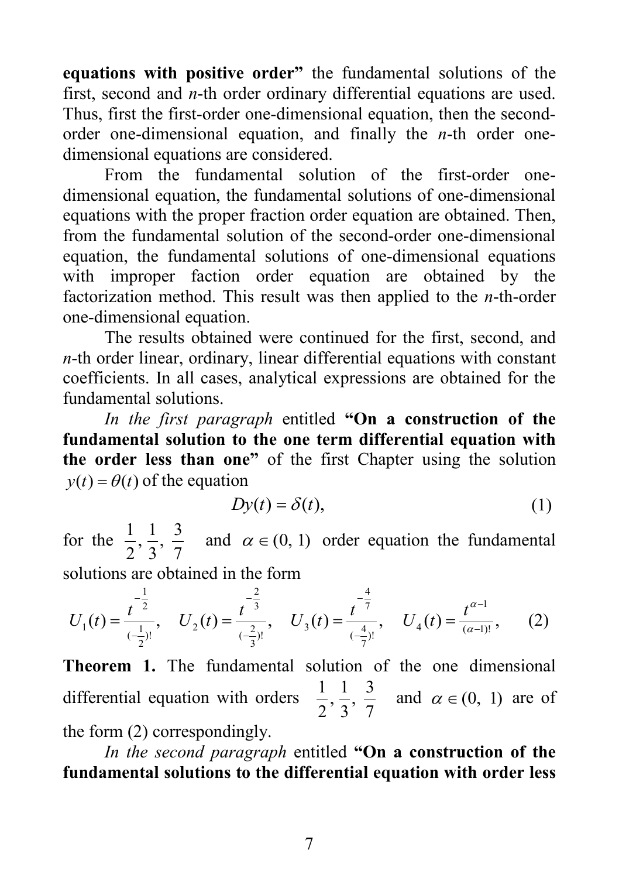**equations with positive order"** the fundamental solutions of the first, second and *n*-th order ordinary differential equations are used. Thus, first the first-order one-dimensional equation, then the second-order one-dimensional equation, and finally the *n*-th order one-dimensional equations are considered.

From the fundamental solution of the first-order one-dimensional equation, the fundamental solutions of one-dimensional equations with the proper fraction order equation are obtained. Then, from the fundamental solution of the second-order one-dimensional equation, the fundamental solutions of one-dimensional equations with improper faction order equation are obtained by the factorization method. This result was then applied to the *n*-th-order one-dimensional equation.

The results obtained were continued for the first, second, and *n*-th order linear, ordinary, linear differential equations with constant coefficients. In all cases, analytical expressions are obtained for the fundamental solutions.

*In the first paragraph* entitled **"On a construction of the fundamental solution to the one term differential equation with the order less than one"** of the first Chapter using the solution $y(t)=\theta(t)$ of the equation

$$Dy(t)=\delta(t), \tag{1}$$

for the $\frac{1}{2}, \frac{1}{3}, \frac{3}{7}$ and $\alpha \in (0,\ 1)$ order equation the fundamental solutions are obtained in the form

$$U_1(t)=\frac{t^{-\frac{1}{2}}}{(-\frac{1}{2})!}, \quad U_2(t)=\frac{t^{-\frac{2}{3}}}{(-\frac{2}{3})!}, \quad U_3(t)=\frac{t^{-\frac{4}{7}}}{(-\frac{4}{7})!}, \quad U_4(t)=\frac{t^{\alpha-1}}{(\alpha-1)!}, \tag{2}$$

**Theorem 1.** The fundamental solution of the one dimensional differential equation with orders $\frac{1}{2}, \frac{1}{3}, \frac{3}{7}$ and $\alpha \in (0,\ 1)$ are of the form (2) correspondingly.

*In the second paragraph* entitled **"On a construction of the fundamental solutions to the differential equation with order less**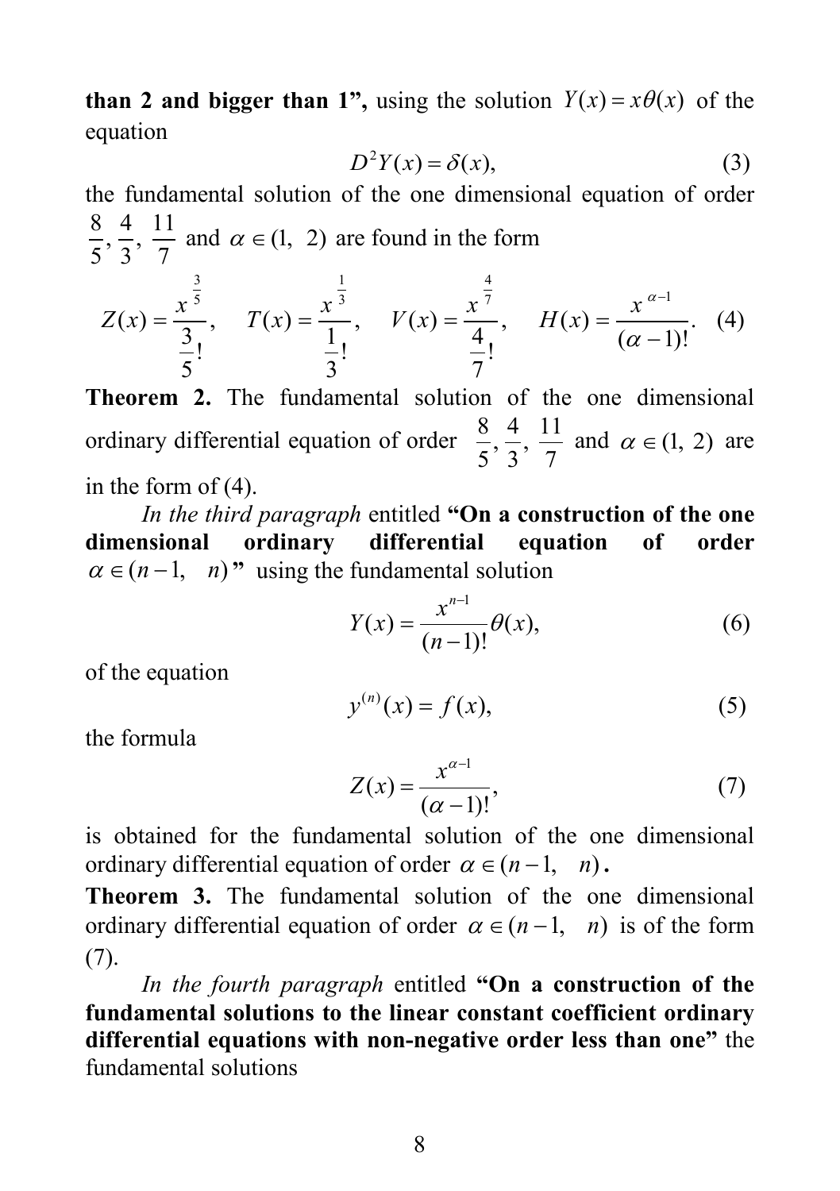**than 2 and bigger than 1",** using the solution $Y(x) = x\theta(x)$ of the equation

$$D^2 Y(x) = \delta(x), \tag{3}$$

the fundamental solution of the one dimensional equation of order $\frac{8}{5}, \frac{4}{3}, \frac{11}{7}$ and $\alpha \in (1,\ 2)$ are found in the form

$$Z(x) = \frac{x^{\frac{3}{5}}}{\frac{3}{5}!}, \quad T(x) = \frac{x^{\frac{1}{3}}}{\frac{1}{3}!}, \quad V(x) = \frac{x^{\frac{4}{7}}}{\frac{4}{7}!}, \quad H(x) = \frac{x^{\alpha - 1}}{(\alpha - 1)!}. \tag{4}$$

**Theorem 2.** The fundamental solution of the one dimensional ordinary differential equation of order $\frac{8}{5}, \frac{4}{3}, \frac{11}{7}$ and $\alpha \in (1,\ 2)$ are in the form of (4).

*In the third paragraph* entitled **"On a construction of the one dimensional ordinary differential equation of order $\alpha \in (n-1,\ \ n)$"** using the fundamental solution

$$Y(x) = \frac{x^{n-1}}{(n-1)!}\theta(x), \tag{6}$$

of the equation

$$y^{(n)}(x) = f(x), \tag{5}$$

the formula

$$Z(x) = \frac{x^{\alpha - 1}}{(\alpha - 1)!}, \tag{7}$$

is obtained for the fundamental solution of the one dimensional ordinary differential equation of order $\alpha \in (n-1,\ \ n)$**.**

**Theorem 3.** The fundamental solution of the one dimensional ordinary differential equation of order $\alpha \in (n-1,\ \ n)$ is of the form (7).

*In the fourth paragraph* entitled **"On a construction of the fundamental solutions to the linear constant coefficient ordinary differential equations with non-negative order less than one"** the fundamental solutions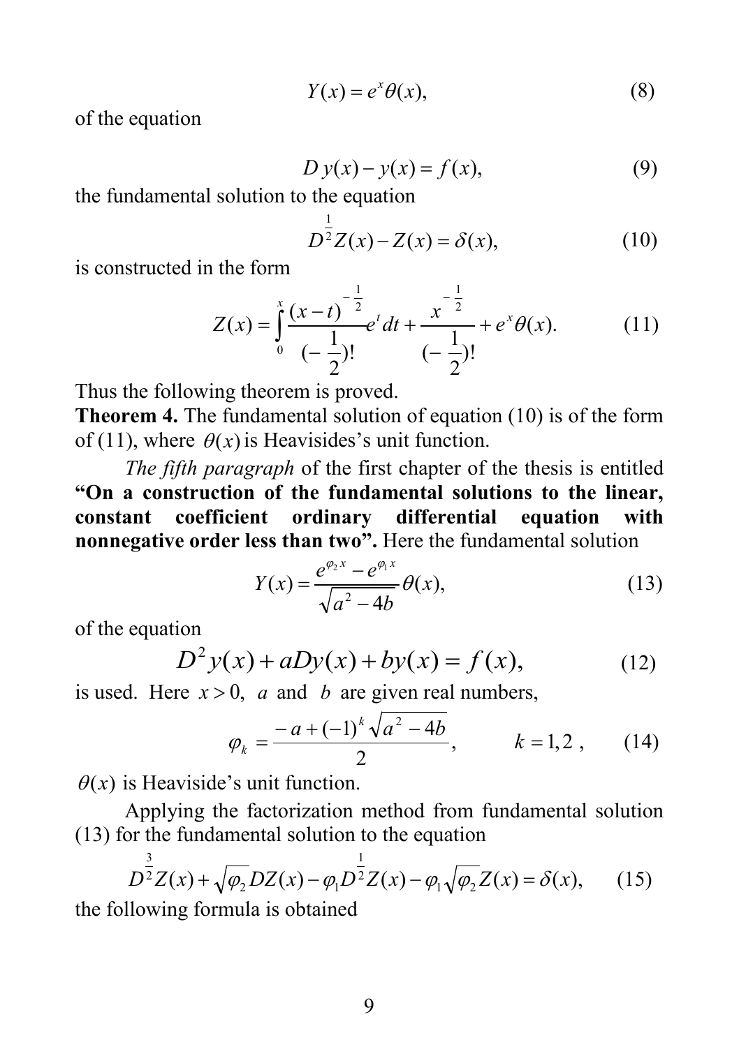$$Y(x) = e^{x}\theta(x), \tag{8}$$

of the equation

$$D\,y(x) - y(x) = f(x), \tag{9}$$

the fundamental solution to the equation

$$D^{\frac{1}{2}}Z(x) - Z(x) = \delta(x), \tag{10}$$

is constructed in the form

$$Z(x) = \int_{0}^{x} \frac{(x-t)^{-\frac{1}{2}}}{(-\frac{1}{2})!} e^{t}\,dt + \frac{x^{-\frac{1}{2}}}{(-\frac{1}{2})!} + e^{x}\theta(x). \tag{11}$$

Thus the following theorem is proved.

**Theorem 4.** The fundamental solution of equation (10) is of the form of (11), where $\theta(x)$ is Heavisides's unit function.

*The fifth paragraph* of the first chapter of the thesis is entitled **"On a construction of the fundamental solutions to the linear, constant coefficient ordinary differential equation with nonnegative order less than two".** Here the fundamental solution

$$Y(x) = \frac{e^{\varphi_2 x} - e^{\varphi_1 x}}{\sqrt{a^2 - 4b}}\theta(x), \tag{13}$$

of the equation

$$D^2 y(x) + aDy(x) + by(x) = f(x), \tag{12}$$

is used. Here $x > 0$, $a$ and $b$ are given real numbers,

$$\varphi_k = \frac{-a + (-1)^k \sqrt{a^2 - 4b}}{2}, \qquad k = 1,2\,, \tag{14}$$

$\theta(x)$ is Heaviside's unit function.

Applying the factorization method from fundamental solution (13) for the fundamental solution to the equation

$$D^{\frac{3}{2}}Z(x) + \sqrt{\varphi_2}DZ(x) - \varphi_1 D^{\frac{1}{2}}Z(x) - \varphi_1\sqrt{\varphi_2}Z(x) = \delta(x), \tag{15}$$

the following formula is obtained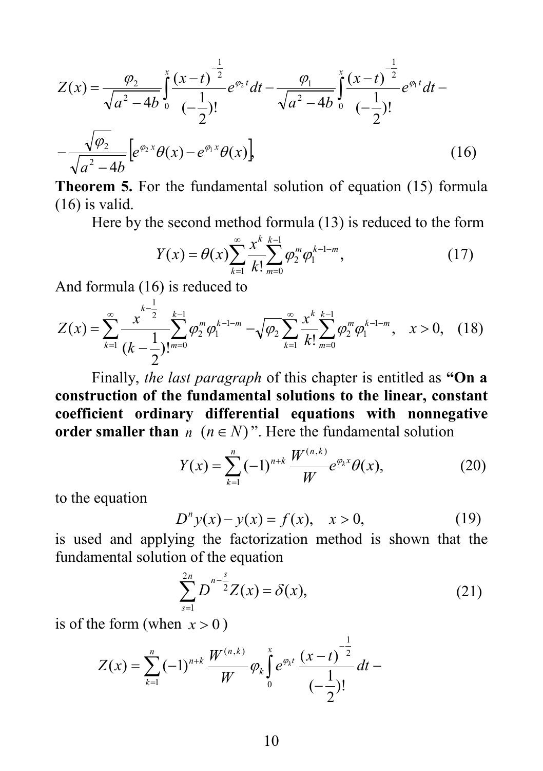$$Z(x)=\frac{\varphi_2}{\sqrt{a^2-4b}}\int_0^x \frac{(x-t)^{-\frac{1}{2}}}{(-\frac{1}{2})!}e^{\varphi_2 t}dt-\frac{\varphi_1}{\sqrt{a^2-4b}}\int_0^x \frac{(x-t)^{-\frac{1}{2}}}{(-\frac{1}{2})!}e^{\varphi_1 t}dt-$$

$$-\frac{\sqrt{\varphi_2}}{\sqrt{a^2-4b}}\left[e^{\varphi_2 x}\theta(x)-e^{\varphi_1 x}\theta(x)\right], \tag{16}$$

**Theorem 5.** For the fundamental solution of equation (15) formula (16) is valid.

Here by the second method formula (13) is reduced to the form

$$Y(x)=\theta(x)\sum_{k=1}^{\infty}\frac{x^k}{k!}\sum_{m=0}^{k-1}\varphi_2^m\varphi_1^{k-1-m}, \tag{17}$$

And formula (16) is reduced to

$$Z(x)=\sum_{k=1}^{\infty}\frac{x^{k-\frac{1}{2}}}{(k-\frac{1}{2})!}\sum_{m=0}^{k-1}\varphi_2^m\varphi_1^{k-1-m}-\sqrt{\varphi_2}\sum_{k=1}^{\infty}\frac{x^k}{k!}\sum_{m=0}^{k-1}\varphi_2^m\varphi_1^{k-1-m},\quad x>0, \tag{18}$$

Finally, *the last paragraph* of this chapter is entitled as **"On a construction of the fundamental solutions to the linear, constant coefficient ordinary differential equations with nonnegative order smaller than $n$ $(n\in N)$"**. Here the fundamental solution

$$Y(x)=\sum_{k=1}^{n}(-1)^{n+k}\frac{W^{(n,k)}}{W}e^{\varphi_k x}\theta(x), \tag{20}$$

to the equation

$$D^n y(x)-y(x)=f(x),\quad x>0, \tag{19}$$

is used and applying the factorization method is shown that the fundamental solution of the equation

$$\sum_{s=1}^{2n}D^{n-\frac{s}{2}}Z(x)=\delta(x), \tag{21}$$

is of the form (when $x>0$)

$$Z(x)=\sum_{k=1}^{n}(-1)^{n+k}\frac{W^{(n,k)}}{W}\varphi_k\int_0^x e^{\varphi_k t}\frac{(x-t)^{-\frac{1}{2}}}{(-\frac{1}{2})!}dt-$$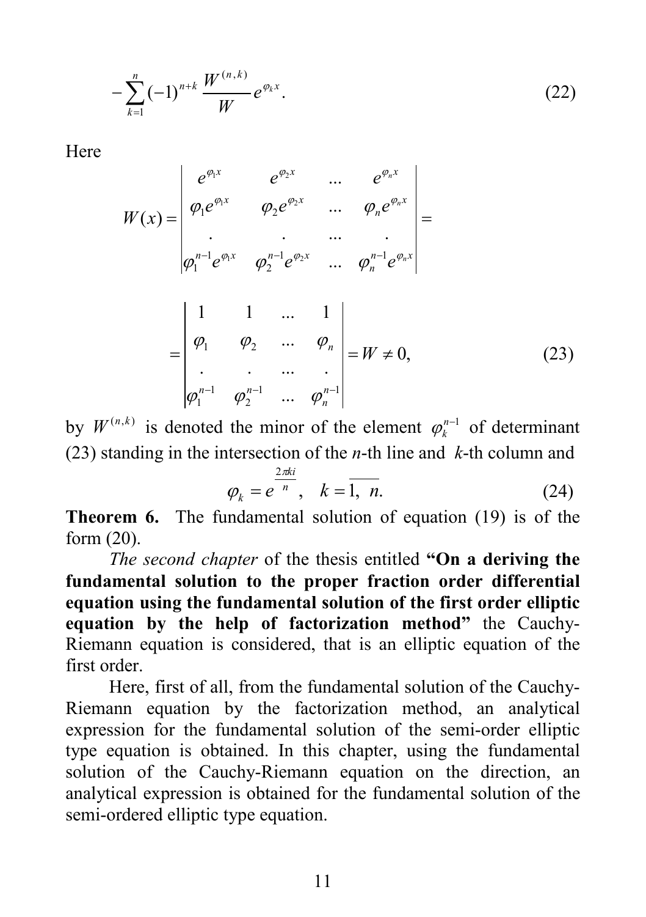$$-\sum_{k=1}^{n}(-1)^{n+k}\frac{W^{(n,k)}}{W}e^{\varphi_k x}. \tag{22}$$

Here

$$W(x)=\begin{vmatrix} e^{\varphi_1 x} & e^{\varphi_2 x} & ... & e^{\varphi_n x} \\ \varphi_1 e^{\varphi_1 x} & \varphi_2 e^{\varphi_2 x} & ... & \varphi_n e^{\varphi_n x} \\ . & . & ... & . \\ \varphi_1^{n-1} e^{\varphi_1 x} & \varphi_2^{n-1} e^{\varphi_2 x} & ... & \varphi_n^{n-1} e^{\varphi_n x} \end{vmatrix}=$$

$$=\begin{vmatrix} 1 & 1 & ... & 1 \\ \varphi_1 & \varphi_2 & ... & \varphi_n \\ . & . & ... & . \\ \varphi_1^{n-1} & \varphi_2^{n-1} & ... & \varphi_n^{n-1} \end{vmatrix}=W\neq 0, \tag{23}$$

by $W^{(n,k)}$ is denoted the minor of the element $\varphi_k^{n-1}$ of determinant (23) standing in the intersection of the *n*-th line and *k*-th column and

$$\varphi_k=e^{\frac{2\pi k i}{n}}, \quad k=\overline{1,\ n}. \tag{24}$$

**Theorem 6.** The fundamental solution of equation (19) is of the form (20).

*The second chapter* of the thesis entitled **"On a deriving the fundamental solution to the proper fraction order differential equation using the fundamental solution of the first order elliptic equation by the help of factorization method"** the Cauchy-Riemann equation is considered, that is an elliptic equation of the first order.

Here, first of all, from the fundamental solution of the Cauchy-Riemann equation by the factorization method, an analytical expression for the fundamental solution of the semi-order elliptic type equation is obtained. In this chapter, using the fundamental solution of the Cauchy-Riemann equation on the direction, an analytical expression is obtained for the fundamental solution of the semi-ordered elliptic type equation.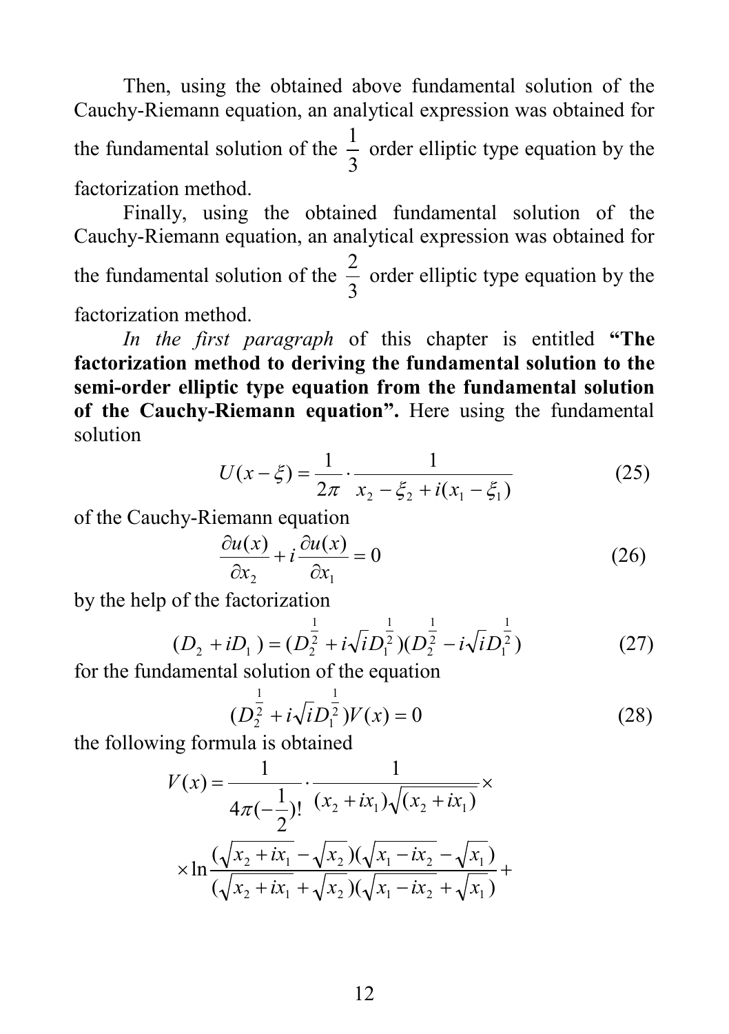Then, using the obtained above fundamental solution of the Cauchy-Riemann equation, an analytical expression was obtained for the fundamental solution of the $\frac{1}{3}$ order elliptic type equation by the factorization method.

Finally, using the obtained fundamental solution of the Cauchy-Riemann equation, an analytical expression was obtained for the fundamental solution of the $\frac{2}{3}$ order elliptic type equation by the factorization method.

*In the first paragraph* of this chapter is entitled **"The factorization method to deriving the fundamental solution to the semi-order elliptic type equation from the fundamental solution of the Cauchy-Riemann equation".** Here using the fundamental solution

$$U(x-\xi) = \frac{1}{2\pi} \cdot \frac{1}{x_2 - \xi_2 + i(x_1 - \xi_1)} \tag{25}$$

of the Cauchy-Riemann equation

$$\frac{\partial u(x)}{\partial x_2} + i\frac{\partial u(x)}{\partial x_1} = 0 \tag{26}$$

by the help of the factorization

$$(D_2 + iD_1) = (D_2^{\frac{1}{2}} + i\sqrt{i}D_1^{\frac{1}{2}})(D_2^{\frac{1}{2}} - i\sqrt{i}D_1^{\frac{1}{2}}) \tag{27}$$

for the fundamental solution of the equation

$$(D_2^{\frac{1}{2}} + i\sqrt{i}D_1^{\frac{1}{2}})V(x) = 0 \tag{28}$$

the following formula is obtained

$$V(x) = \frac{1}{4\pi(-\frac{1}{2})!} \cdot \frac{1}{(x_2 + ix_1)\sqrt{(x_2 + ix_1)}} \times$$

$$\times \ln \frac{(\sqrt{x_2 + ix_1} - \sqrt{x_2})(\sqrt{x_1 - ix_2} - \sqrt{x_1})}{(\sqrt{x_2 + ix_1} + \sqrt{x_2})(\sqrt{x_1 - ix_2} + \sqrt{x_1})} +$$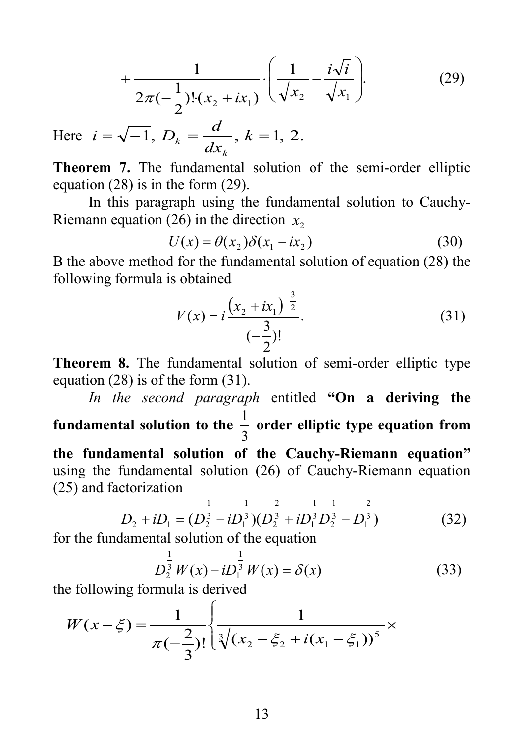$$+\frac{1}{2\pi(-\frac{1}{2})!\cdot(x_2+ix_1)}\cdot\left(\frac{1}{\sqrt{x_2}}-\frac{i\sqrt{i}}{\sqrt{x_1}}\right). \tag{29}$$

Here $i=\sqrt{-1},\ D_k=\dfrac{d}{dx_k},\ k=1,\ 2.$

**Theorem 7.** The fundamental solution of the semi-order elliptic equation (28) is in the form (29).

In this paragraph using the fundamental solution to Cauchy-Riemann equation (26) in the direction $x_2$

$$U(x)=\theta(x_2)\delta(x_1-ix_2) \tag{30}$$

B the above method for the fundamental solution of equation (28) the following formula is obtained

$$V(x)=i\frac{\left(x_2+ix_1\right)^{-\frac{3}{2}}}{(-\frac{3}{2})!}. \tag{31}$$

**Theorem 8.** The fundamental solution of semi-order elliptic type equation (28) is of the form (31).

*In the second paragraph* entitled **"On a deriving the fundamental solution to the $\frac{1}{3}$ order elliptic type equation from the fundamental solution of the Cauchy-Riemann equation"** using the fundamental solution (26) of Cauchy-Riemann equation (25) and factorization

$$D_2+iD_1=(D_2^{\frac{1}{3}}-iD_1^{\frac{1}{3}})(D_2^{\frac{2}{3}}+iD_1^{\frac{1}{3}}D_2^{\frac{1}{3}}-D_1^{\frac{2}{3}}) \tag{32}$$

for the fundamental solution of the equation

$$D_2^{\frac{1}{3}}W(x)-iD_1^{\frac{1}{3}}W(x)=\delta(x) \tag{33}$$

the following formula is derived

$$W(x-\xi)=\frac{1}{\pi(-\frac{2}{3})!}\left\{\frac{1}{\sqrt[3]{(x_2-\xi_2+i(x_1-\xi_1))^5}}\times\right.$$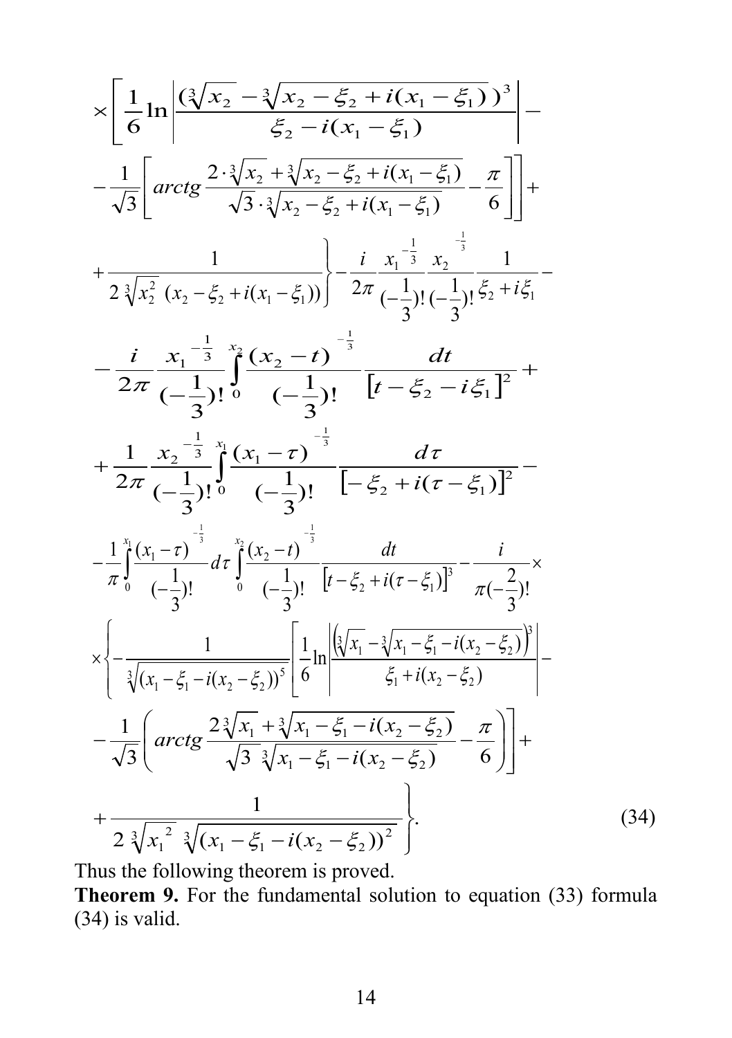$$
\times\left[\frac{1}{6}\ln\left|\frac{(\sqrt[3]{x_2}-\sqrt[3]{x_2-\xi_2+i(x_1-\xi_1)})^3}{\xi_2-i(x_1-\xi_1)}\right|-\right.
$$

$$
\left.\left.-\frac{1}{\sqrt{3}}\left[arctg\frac{2\cdot\sqrt[3]{x_2}+\sqrt[3]{x_2-\xi_2+i(x_1-\xi_1)}}{\sqrt{3}\cdot\sqrt[3]{x_2-\xi_2+i(x_1-\xi_1)}}-\frac{\pi}{6}\right]\right]+\right.
$$

$$
\left.+\frac{1}{2\sqrt[3]{x_2^2}\,(x_2-\xi_2+i(x_1-\xi_1))}\right\}-\frac{i}{2\pi}\frac{x_1^{-\frac{1}{3}}}{(-\frac{1}{3})!}\frac{x_2^{-\frac{1}{3}}}{(-\frac{1}{3})!}\frac{1}{\xi_2+i\xi_1}-
$$

$$
-\frac{i}{2\pi}\frac{x_1^{-\frac{1}{3}}}{(-\frac{1}{3})!}\int_0^{x_2}\frac{(x_2-t)^{-\frac{1}{3}}}{(-\frac{1}{3})!}\frac{dt}{\left[t-\xi_2-i\xi_1\right]^2}+
$$

$$
+\frac{1}{2\pi}\frac{x_2^{-\frac{1}{3}}}{(-\frac{1}{3})!}\int_0^{x_1}\frac{(x_1-\tau)^{-\frac{1}{3}}}{(-\frac{1}{3})!}\frac{d\tau}{\left[-\xi_2+i(\tau-\xi_1)\right]^2}-
$$

$$
-\frac{1}{\pi}\int_0^{x_1}\frac{(x_1-\tau)^{-\frac{1}{3}}}{(-\frac{1}{3})!}d\tau\int_0^{x_2}\frac{(x_2-t)^{-\frac{1}{3}}}{(-\frac{1}{3})!}\frac{dt}{\left[t-\xi_2+i(\tau-\xi_1)\right]^3}-\frac{i}{\pi(-\frac{2}{3})!}\times
$$

$$
\times\left\{-\frac{1}{\sqrt[3]{(x_1-\xi_1-i(x_2-\xi_2))^5}}\left[\frac{1}{6}\ln\left|\frac{\left(\sqrt[3]{x_1}-\sqrt[3]{x_1-\xi_1-i(x_2-\xi_2)}\right)^3}{\xi_1+i(x_2-\xi_2)}\right|-\right.\right.
$$

$$
\left.-\frac{1}{\sqrt{3}}\left(arctg\frac{2\sqrt[3]{x_1}+\sqrt[3]{x_1-\xi_1-i(x_2-\xi_2)}}{\sqrt{3}\,\sqrt[3]{x_1-\xi_1-i(x_2-\xi_2)}}-\frac{\pi}{6}\right)\right]+
$$

$$
\left.+\frac{1}{2\sqrt[3]{x_1^{\,2}}\,\sqrt[3]{(x_1-\xi_1-i(x_2-\xi_2))^2}}\right\}. \tag{34}
$$

Thus the following theorem is proved.

**Theorem 9.** For the fundamental solution to equation (33) formula (34) is valid.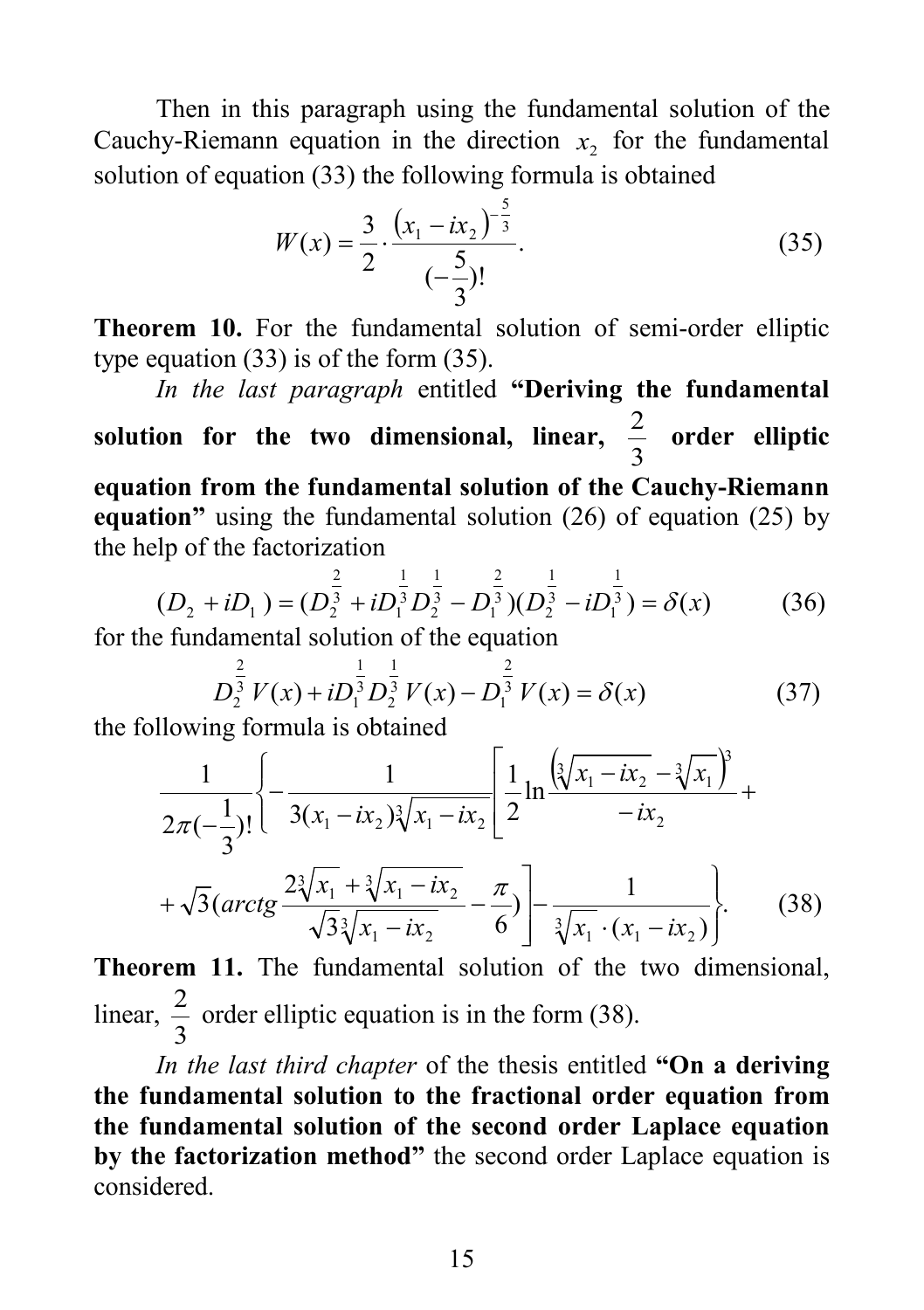Then in this paragraph using the fundamental solution of the Cauchy-Riemann equation in the direction $x_2$ for the fundamental solution of equation (33) the following formula is obtained

$$W(x) = \frac{3}{2} \cdot \frac{(x_1 - ix_2)^{-\frac{5}{3}}}{(-\frac{5}{3})!}. \qquad (35)$$

**Theorem 10.** For the fundamental solution of semi-order elliptic type equation (33) is of the form (35).

*In the last paragraph* entitled **"Deriving the fundamental solution for the two dimensional, linear, $\frac{2}{3}$ order elliptic equation from the fundamental solution of the Cauchy-Riemann equation"** using the fundamental solution (26) of equation (25) by the help of the factorization

$$(D_2 + iD_1) = (D_2^{\frac{2}{3}} + iD_1^{\frac{1}{3}} D_2^{\frac{1}{3}} - D_1^{\frac{2}{3}})(D_2^{\frac{1}{3}} - iD_1^{\frac{1}{3}}) = \delta(x) \qquad (36)$$

for the fundamental solution of the equation

$$D_2^{\frac{2}{3}} V(x) + iD_1^{\frac{1}{3}} D_2^{\frac{1}{3}} V(x) - D_1^{\frac{2}{3}} V(x) = \delta(x) \qquad (37)$$

the following formula is obtained

$$\frac{1}{2\pi(-\frac{1}{3})!} \left\{ -\frac{1}{3(x_1 - ix_2)\sqrt[3]{x_1 - ix_2}} \left[ \frac{1}{2} \ln \frac{\left(\sqrt[3]{x_1 - ix_2} - \sqrt[3]{x_1}\right)^3}{-ix_2} + \right. \right.$$

$$\left. \left. + \sqrt{3}(arctg \frac{2\sqrt[3]{x_1} + \sqrt[3]{x_1 - ix_2}}{\sqrt{3}\sqrt[3]{x_1 - ix_2}} - \frac{\pi}{6}) \right] - \frac{1}{\sqrt[3]{x_1} \cdot (x_1 - ix_2)} \right\}. \qquad (38)$$

**Theorem 11.** The fundamental solution of the two dimensional, linear, $\frac{2}{3}$ order elliptic equation is in the form (38).

*In the last third chapter* of the thesis entitled **"On a deriving the fundamental solution to the fractional order equation from the fundamental solution of the second order Laplace equation by the factorization method"** the second order Laplace equation is considered.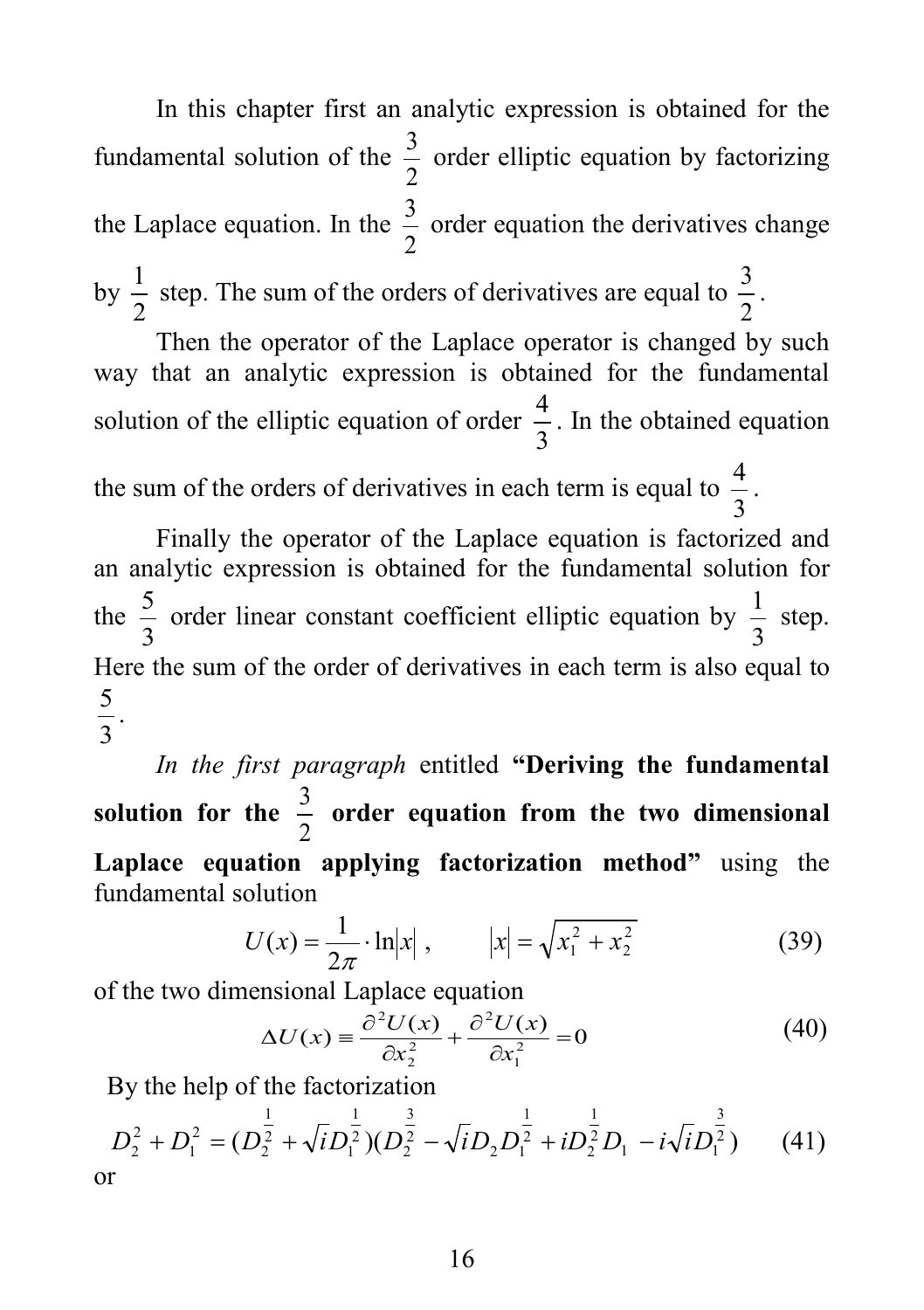In this chapter first an analytic expression is obtained for the fundamental solution of the $\frac{3}{2}$ order elliptic equation by factorizing the Laplace equation. In the $\frac{3}{2}$ order equation the derivatives change by $\frac{1}{2}$ step. The sum of the orders of derivatives are equal to $\frac{3}{2}$.

Then the operator of the Laplace operator is changed by such way that an analytic expression is obtained for the fundamental solution of the elliptic equation of order $\frac{4}{3}$. In the obtained equation the sum of the orders of derivatives in each term is equal to $\frac{4}{3}$.

Finally the operator of the Laplace equation is factorized and an analytic expression is obtained for the fundamental solution for the $\frac{5}{3}$ order linear constant coefficient elliptic equation by $\frac{1}{3}$ step. Here the sum of the order of derivatives in each term is also equal to $\frac{5}{3}$.

*In the first paragraph* entitled **"Deriving the fundamental solution for the $\frac{3}{2}$ order equation from the two dimensional Laplace equation applying factorization method"** using the fundamental solution

$$U(x) = \frac{1}{2\pi} \cdot \ln|x| , \qquad |x| = \sqrt{x_1^2 + x_2^2} \tag{39}$$

of the two dimensional Laplace equation

$$\Delta U(x) \equiv \frac{\partial^2 U(x)}{\partial x_2^2} + \frac{\partial^2 U(x)}{\partial x_1^2} = 0 \tag{40}$$

By the help of the factorization

$$D_2^2 + D_1^2 = (D_2^{\frac{1}{2}} + \sqrt{i} D_1^{\frac{1}{2}})(D_2^{\frac{3}{2}} - \sqrt{i} D_2 D_1^{\frac{1}{2}} + i D_2^{\frac{1}{2}} D_1 - i\sqrt{i} D_1^{\frac{3}{2}}) \tag{41}$$

or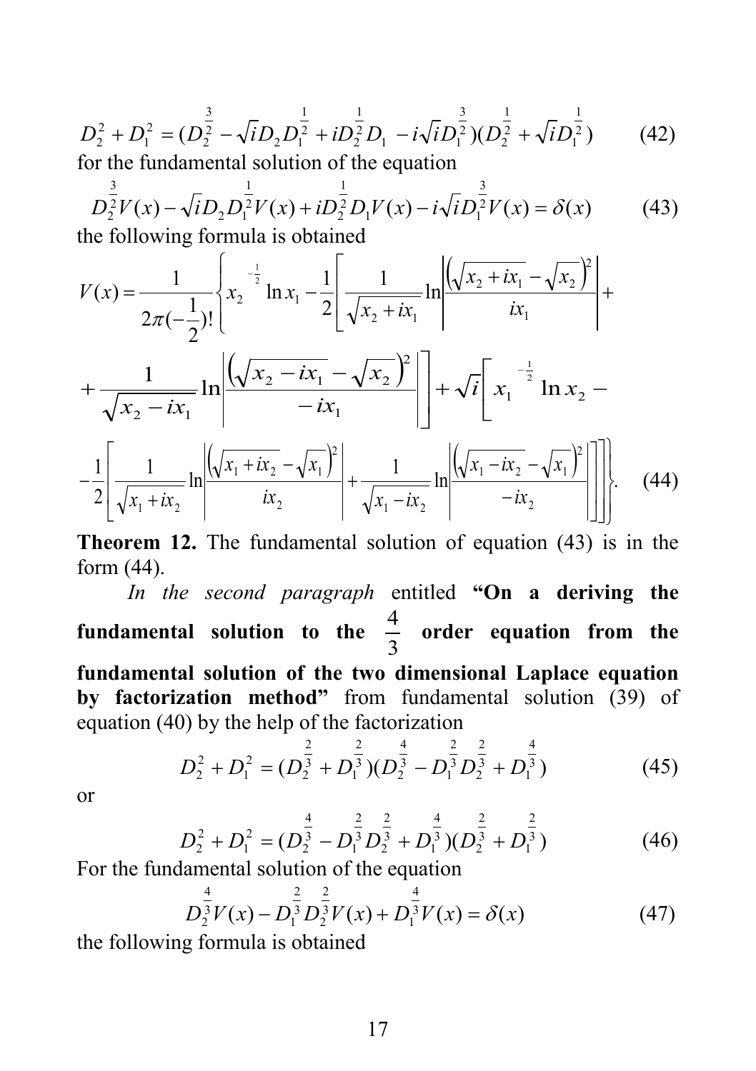$$D_2^2 + D_1^2 = (D_2^{\frac{3}{2}} - \sqrt{i} D_2 D_1^{\frac{1}{2}} + i D_2^{\frac{1}{2}} D_1 - i\sqrt{i} D_1^{\frac{3}{2}})(D_2^{\frac{1}{2}} + \sqrt{i} D_1^{\frac{1}{2}}) \tag{42}$$

for the fundamental solution of the equation

$$D_2^{\frac{3}{2}} V(x) - \sqrt{i} D_2 D_1^{\frac{1}{2}} V(x) + i D_2^{\frac{1}{2}} D_1 V(x) - i\sqrt{i} D_1^{\frac{3}{2}} V(x) = \delta(x) \tag{43}$$

the following formula is obtained

$$V(x) = \frac{1}{2\pi(-\frac{1}{2})!} \left\{ x_2^{-\frac{1}{2}} \ln x_1 - \frac{1}{2} \left[ \frac{1}{\sqrt{x_2 + ix_1}} \ln \left| \frac{\left(\sqrt{x_2 + ix_1} - \sqrt{x_2}\right)^2}{ix_1} \right| + \right. \right.$$

$$\left. + \frac{1}{\sqrt{x_2 - ix_1}} \ln \left| \frac{\left(\sqrt{x_2 - ix_1} - \sqrt{x_2}\right)^2}{-ix_1} \right| \right] + \sqrt{i} \left[ x_1^{-\frac{1}{2}} \ln x_2 - \right.$$

$$\left. \left. - \frac{1}{2} \left[ \frac{1}{\sqrt{x_1 + ix_2}} \ln \left| \frac{\left(\sqrt{x_1 + ix_2} - \sqrt{x_1}\right)^2}{ix_2} \right| + \frac{1}{\sqrt{x_1 - ix_2}} \ln \left| \frac{\left(\sqrt{x_1 - ix_2} - \sqrt{x_1}\right)^2}{-ix_2} \right| \right] \right] \right\}. \tag{44}$$

**Theorem 12.** The fundamental solution of equation (43) is in the form (44).

*In the second paragraph* entitled **"On a deriving the fundamental solution to the $\frac{4}{3}$ order equation from the fundamental solution of the two dimensional Laplace equation by factorization method"** from fundamental solution (39) of equation (40) by the help of the factorization

$$D_2^2 + D_1^2 = (D_2^{\frac{2}{3}} + D_1^{\frac{2}{3}})(D_2^{\frac{4}{3}} - D_1^{\frac{2}{3}} D_2^{\frac{2}{3}} + D_1^{\frac{4}{3}}) \tag{45}$$

or

$$D_2^2 + D_1^2 = (D_2^{\frac{4}{3}} - D_1^{\frac{2}{3}} D_2^{\frac{2}{3}} + D_1^{\frac{4}{3}})(D_2^{\frac{2}{3}} + D_1^{\frac{2}{3}}) \tag{46}$$

For the fundamental solution of the equation

$$D_2^{\frac{4}{3}} V(x) - D_1^{\frac{2}{3}} D_2^{\frac{2}{3}} V(x) + D_1^{\frac{4}{3}} V(x) = \delta(x) \tag{47}$$

the following formula is obtained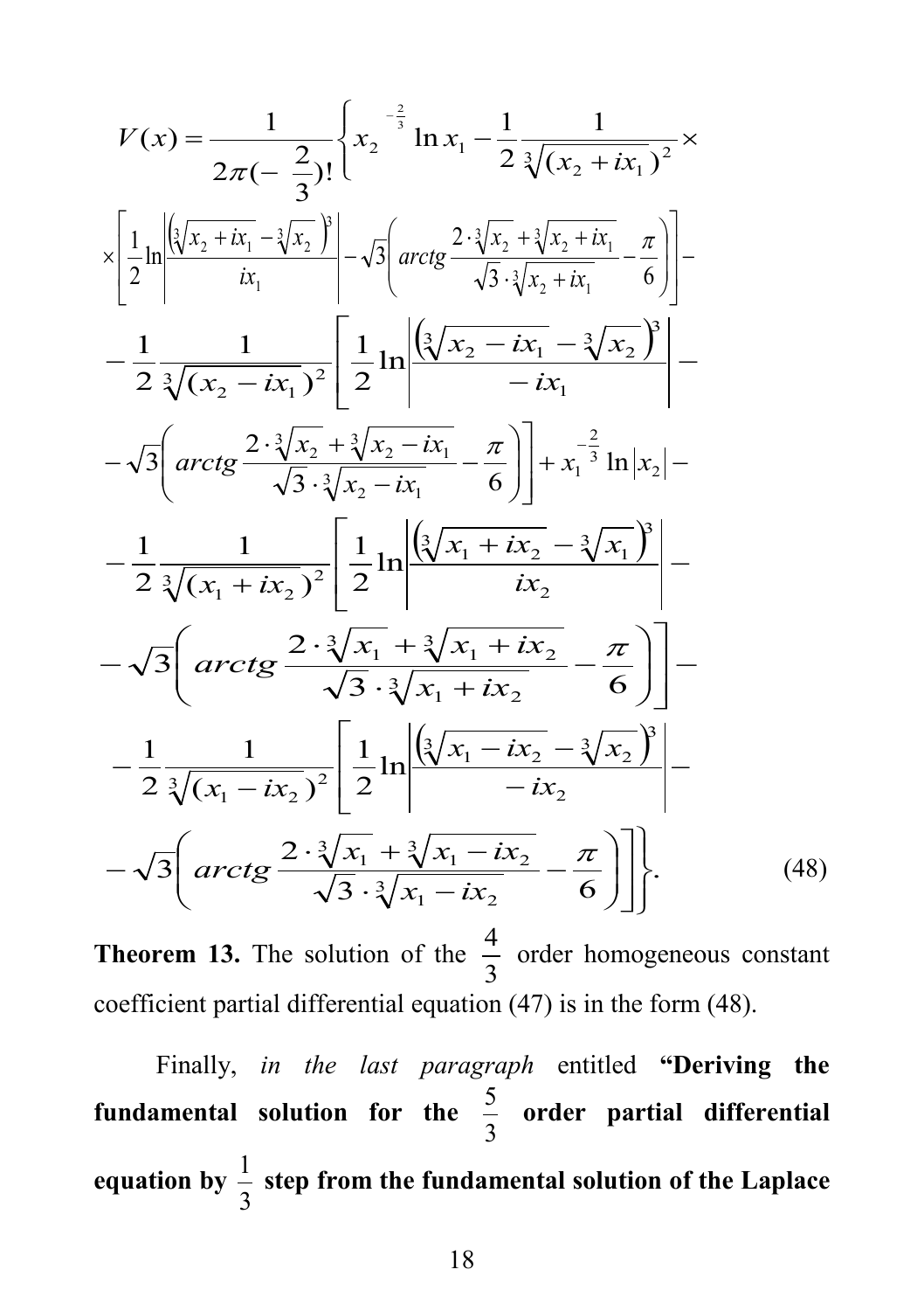$$
\begin{aligned}
V(x) = \frac{1}{2\pi(-\dfrac{2}{3})!} \Bigg\{ & x_2^{-\frac{2}{3}} \ln x_1 - \frac{1}{2} \frac{1}{\sqrt[3]{(x_2 + ix_1)^2}} \times \\
& \times \left[ \frac{1}{2} \ln \left| \frac{\left(\sqrt[3]{x_2 + ix_1} - \sqrt[3]{x_2}\right)^3}{ix_1} \right| - \sqrt{3} \left( arctg \frac{2 \cdot \sqrt[3]{x_2} + \sqrt[3]{x_2 + ix_1}}{\sqrt{3} \cdot \sqrt[3]{x_2 + ix_1}} - \frac{\pi}{6} \right) \right] - \\
& - \frac{1}{2} \frac{1}{\sqrt[3]{(x_2 - ix_1)^2}} \left[ \frac{1}{2} \ln \left| \frac{\left(\sqrt[3]{x_2 - ix_1} - \sqrt[3]{x_2}\right)^3}{-ix_1} \right| - \right. \\
& \left. - \sqrt{3} \left( arctg \frac{2 \cdot \sqrt[3]{x_2} + \sqrt[3]{x_2 - ix_1}}{\sqrt{3} \cdot \sqrt[3]{x_2 - ix_1}} - \frac{\pi}{6} \right) \right] + x_1^{-\frac{2}{3}} \ln |x_2| - \\
& - \frac{1}{2} \frac{1}{\sqrt[3]{(x_1 + ix_2)^2}} \left[ \frac{1}{2} \ln \left| \frac{\left(\sqrt[3]{x_1 + ix_2} - \sqrt[3]{x_1}\right)^3}{ix_2} \right| - \right. \\
& \left. - \sqrt{3} \left( arctg \frac{2 \cdot \sqrt[3]{x_1} + \sqrt[3]{x_1 + ix_2}}{\sqrt{3} \cdot \sqrt[3]{x_1 + ix_2}} - \frac{\pi}{6} \right) \right] - \\
& - \frac{1}{2} \frac{1}{\sqrt[3]{(x_1 - ix_2)^2}} \left[ \frac{1}{2} \ln \left| \frac{\left(\sqrt[3]{x_1 - ix_2} - \sqrt[3]{x_2}\right)^3}{-ix_2} \right| - \right. \\
& \left. \left. - \sqrt{3} \left( arctg \frac{2 \cdot \sqrt[3]{x_1} + \sqrt[3]{x_1 - ix_2}}{\sqrt{3} \cdot \sqrt[3]{x_1 - ix_2}} - \frac{\pi}{6} \right) \right] \right\}. \qquad (48)
\end{aligned}
$$

**Theorem 13.** The solution of the $\frac{4}{3}$ order homogeneous constant coefficient partial differential equation (47) is in the form (48).

Finally, *in the last paragraph* entitled **"Deriving the fundamental solution for the $\frac{5}{3}$ order partial differential equation by $\frac{1}{3}$ step from the fundamental solution of the Laplace**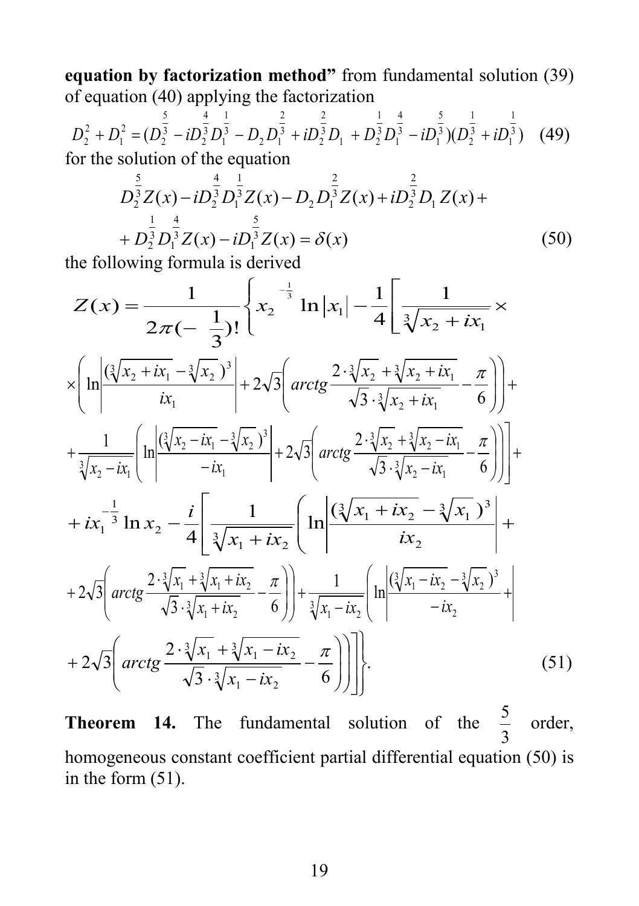**equation by factorization method"** from fundamental solution (39) of equation (40) applying the factorization

$$D_2^2 + D_1^2 = (D_2^{\frac{5}{3}} - iD_2^{\frac{4}{3}} D_1^{\frac{1}{3}} - D_2 D_1^{\frac{2}{3}} + iD_2^{\frac{2}{3}} D_1 + D_2^{\frac{1}{3}} D_1^{\frac{4}{3}} - iD_1^{\frac{5}{3}})(D_2^{\frac{1}{3}} + iD_1^{\frac{1}{3}}) \quad (49)$$

for the solution of the equation

$$D_2^{\frac{5}{3}} Z(x) - iD_2^{\frac{4}{3}} D_1^{\frac{1}{3}} Z(x) - D_2 D_1^{\frac{2}{3}} Z(x) + iD_2^{\frac{2}{3}} D_1 Z(x) + $$
$$+ D_2^{\frac{1}{3}} D_1^{\frac{4}{3}} Z(x) - iD_1^{\frac{5}{3}} Z(x) = \delta(x) \quad (50)$$

the following formula is derived

$$Z(x) = \frac{1}{2\pi(-\frac{1}{3})!} \left\{ x_2^{-\frac{1}{3}} \ln|x_1| - \frac{1}{4}\left[ \frac{1}{\sqrt[3]{x_2 + ix_1}} \times \right.\right.$$
$$\times \left( \ln\left| \frac{(\sqrt[3]{x_2 + ix_1} - \sqrt[3]{x_2})^3}{ix_1} \right| + 2\sqrt{3}\left( arctg \frac{2 \cdot \sqrt[3]{x_2} + \sqrt[3]{x_2 + ix_1}}{\sqrt{3} \cdot \sqrt[3]{x_2 + ix_1}} - \frac{\pi}{6} \right) \right) +$$
$$\left. + \frac{1}{\sqrt[3]{x_2 - ix_1}} \left( \ln\left| \frac{(\sqrt[3]{x_2 - ix_1} - \sqrt[3]{x_2})^3}{-ix_1} \right| + 2\sqrt{3}\left( arctg \frac{2 \cdot \sqrt[3]{x_2} + \sqrt[3]{x_2 - ix_1}}{\sqrt{3} \cdot \sqrt[3]{x_2 - ix_1}} - \frac{\pi}{6} \right) \right) \right] +$$
$$+ ix_1^{-\frac{1}{3}} \ln x_2 - \frac{i}{4}\left[ \frac{1}{\sqrt[3]{x_1 + ix_2}} \left( \ln\left| \frac{(\sqrt[3]{x_1 + ix_2} - \sqrt[3]{x_1})^3}{ix_2} \right| + \right.\right.$$
$$+ 2\sqrt{3}\left( arctg \frac{2 \cdot \sqrt[3]{x_1} + \sqrt[3]{x_1 + ix_2}}{\sqrt{3} \cdot \sqrt[3]{x_1 + ix_2}} - \frac{\pi}{6} \right) \Bigg) + \frac{1}{\sqrt[3]{x_1 - ix_2}} \left( \ln\left| \frac{(\sqrt[3]{x_1 - ix_2} - \sqrt[3]{x_2})^3}{-ix_2} + \right| \right.$$
$$\left.\left.\left. + 2\sqrt{3}\left( arctg \frac{2 \cdot \sqrt[3]{x_1} + \sqrt[3]{x_1 - ix_2}}{\sqrt{3} \cdot \sqrt[3]{x_1 - ix_2}} - \frac{\pi}{6} \right) \right) \right] \right\}. \quad (51)$$

**Theorem 14.** The fundamental solution of the $\frac{5}{3}$ order, homogeneous constant coefficient partial differential equation (50) is in the form (51).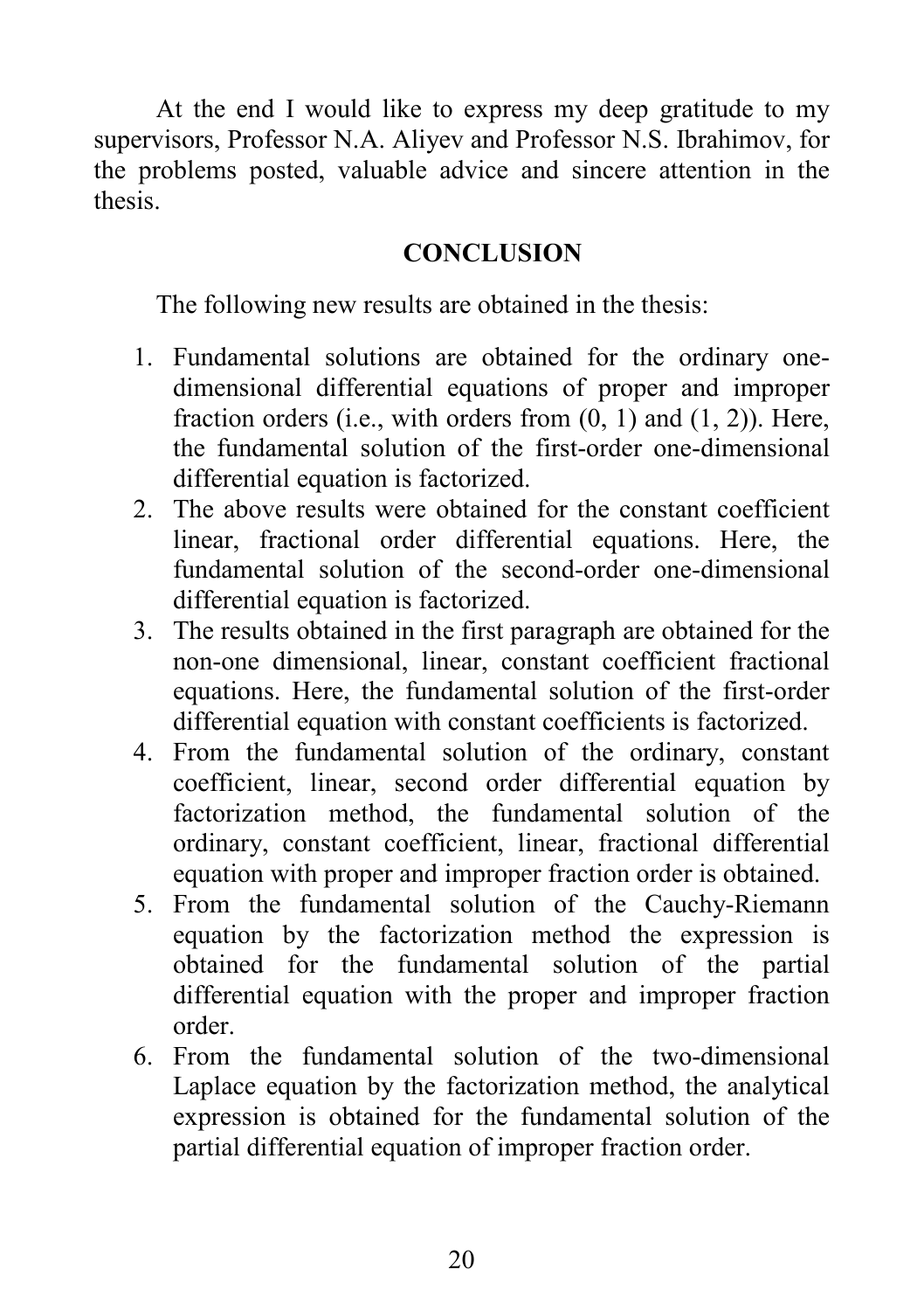At the end I would like to express my deep gratitude to my supervisors, Professor N.A. Aliyev and Professor N.S. Ibrahimov, for the problems posted, valuable advice and sincere attention in the thesis.

## CONCLUSION

The following new results are obtained in the thesis:

1. Fundamental solutions are obtained for the ordinary one-dimensional differential equations of proper and improper fraction orders (i.e., with orders from $(0, 1)$ and $(1, 2)$). Here, the fundamental solution of the first-order one-dimensional differential equation is factorized.
2. The above results were obtained for the constant coefficient linear, fractional order differential equations. Here, the fundamental solution of the second-order one-dimensional differential equation is factorized.
3. The results obtained in the first paragraph are obtained for the non-one dimensional, linear, constant coefficient fractional equations. Here, the fundamental solution of the first-order differential equation with constant coefficients is factorized.
4. From the fundamental solution of the ordinary, constant coefficient, linear, second order differential equation by factorization method, the fundamental solution of the ordinary, constant coefficient, linear, fractional differential equation with proper and improper fraction order is obtained.
5. From the fundamental solution of the Cauchy-Riemann equation by the factorization method the expression is obtained for the fundamental solution of the partial differential equation with the proper and improper fraction order.
6. From the fundamental solution of the two-dimensional Laplace equation by the factorization method, the analytical expression is obtained for the fundamental solution of the partial differential equation of improper fraction order.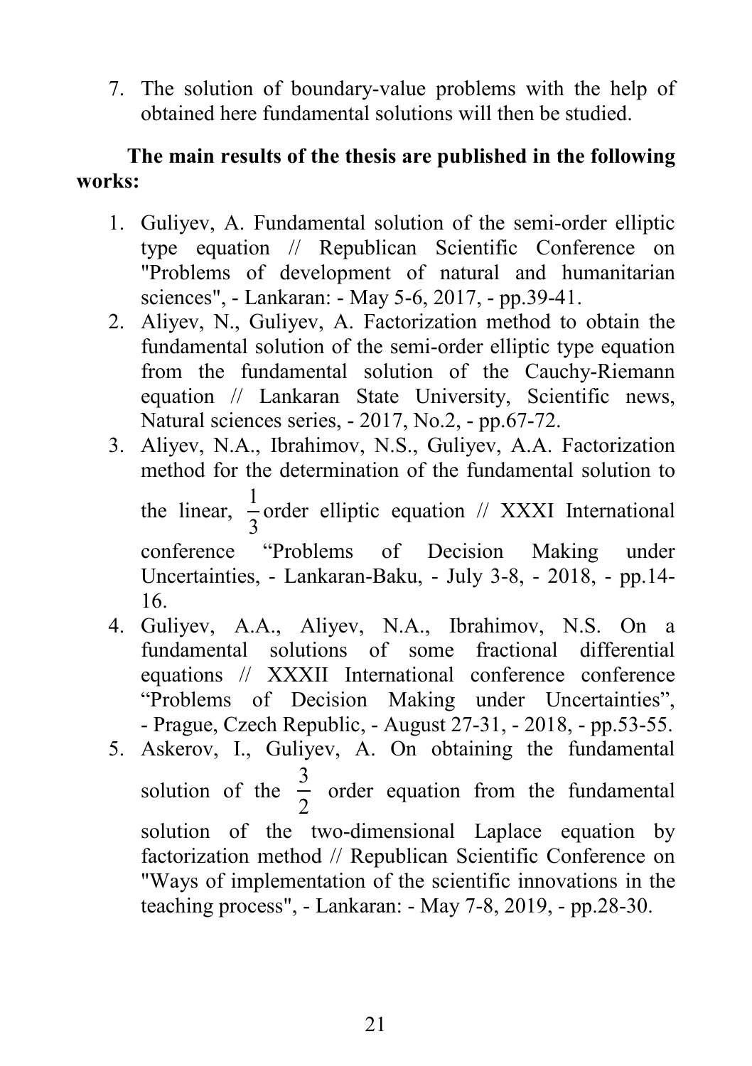7. The solution of boundary-value problems with the help of obtained here fundamental solutions will then be studied.

**The main results of the thesis are published in the following works:**

1. Guliyev, A. Fundamental solution of the semi-order elliptic type equation // Republican Scientific Conference on "Problems of development of natural and humanitarian sciences", - Lankaran: - May 5-6, 2017, - pp.39-41.
2. Aliyev, N., Guliyev, A. Factorization method to obtain the fundamental solution of the semi-order elliptic type equation from the fundamental solution of the Cauchy-Riemann equation // Lankaran State University, Scientific news, Natural sciences series, - 2017, No.2, - pp.67-72.
3. Aliyev, N.A., Ibrahimov, N.S., Guliyev, A.A. Factorization method for the determination of the fundamental solution to the linear, $\frac{1}{3}$ order elliptic equation // XXXI International conference "Problems of Decision Making under Uncertainties, - Lankaran-Baku, - July 3-8, - 2018, - pp.14-16.
4. Guliyev, A.A., Aliyev, N.A., Ibrahimov, N.S. On a fundamental solutions of some fractional differential equations // XXXII International conference conference "Problems of Decision Making under Uncertainties", - Prague, Czech Republic, - August 27-31, - 2018, - pp.53-55.
5. Askerov, I., Guliyev, A. On obtaining the fundamental solution of the $\frac{3}{2}$ order equation from the fundamental solution of the two-dimensional Laplace equation by factorization method // Republican Scientific Conference on "Ways of implementation of the scientific innovations in the teaching process", - Lankaran: - May 7-8, 2019, - pp.28-30.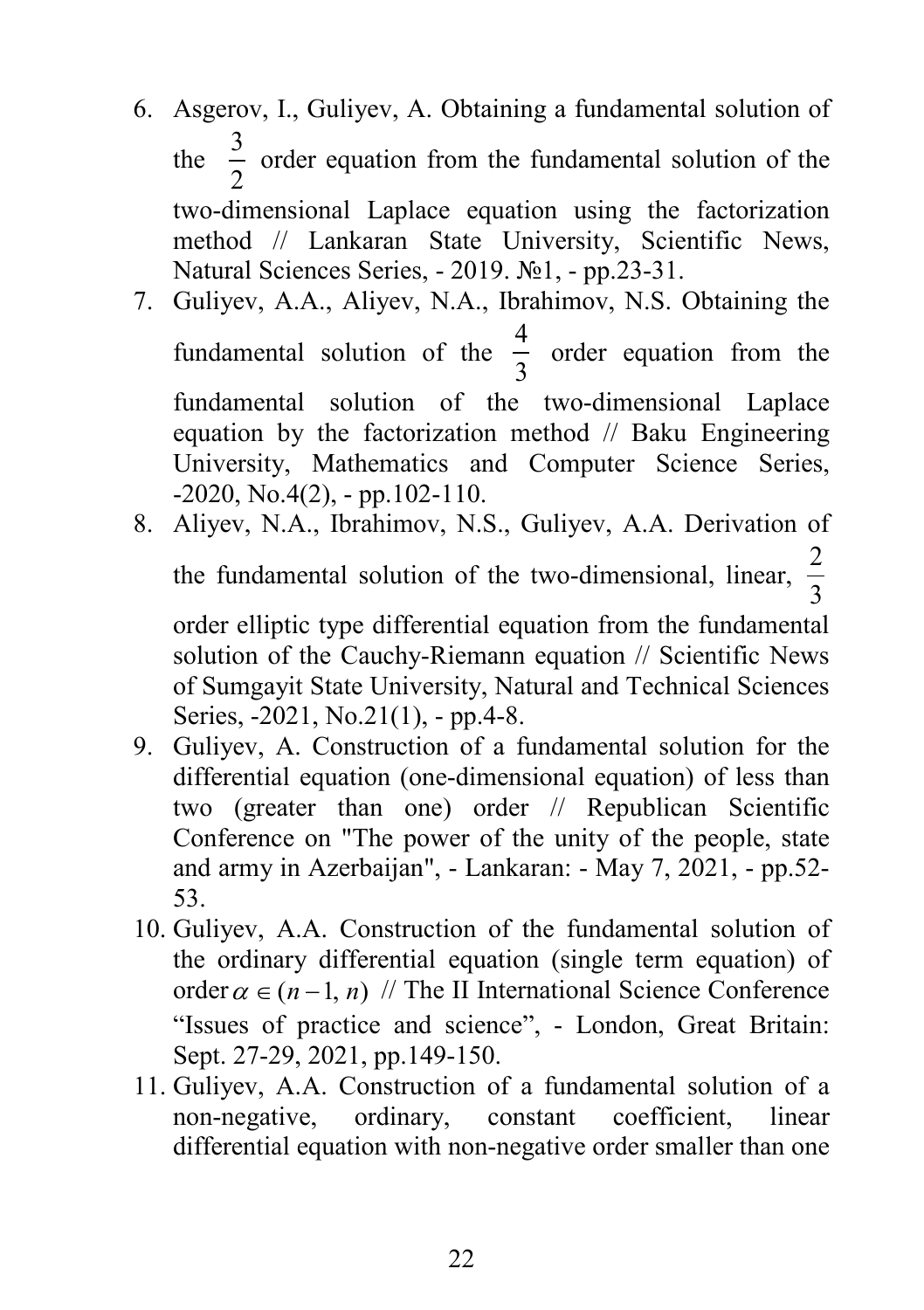6. Asgerov, I., Guliyev, A. Obtaining a fundamental solution of the $\frac{3}{2}$ order equation from the fundamental solution of the two-dimensional Laplace equation using the factorization method // Lankaran State University, Scientific News, Natural Sciences Series, - 2019. №1, - pp.23-31.
7. Guliyev, A.A., Aliyev, N.A., Ibrahimov, N.S. Obtaining the fundamental solution of the $\frac{4}{3}$ order equation from the fundamental solution of the two-dimensional Laplace equation by the factorization method // Baku Engineering University, Mathematics and Computer Science Series, -2020, No.4(2), - pp.102-110.
8. Aliyev, N.A., Ibrahimov, N.S., Guliyev, A.A. Derivation of the fundamental solution of the two-dimensional, linear, $\frac{2}{3}$ order elliptic type differential equation from the fundamental solution of the Cauchy-Riemann equation // Scientific News of Sumgayit State University, Natural and Technical Sciences Series, -2021, No.21(1), - pp.4-8.
9. Guliyev, A. Construction of a fundamental solution for the differential equation (one-dimensional equation) of less than two (greater than one) order // Republican Scientific Conference on "The power of the unity of the people, state and army in Azerbaijan", - Lankaran: - May 7, 2021, - pp.52-53.
10. Guliyev, A.A. Construction of the fundamental solution of the ordinary differential equation (single term equation) of order $\alpha \in (n-1, n)$ // The II International Science Conference "Issues of practice and science", - London, Great Britain: Sept. 27-29, 2021, pp.149-150.
11. Guliyev, A.A. Construction of a fundamental solution of a non-negative, ordinary, constant coefficient, linear differential equation with non-negative order smaller than one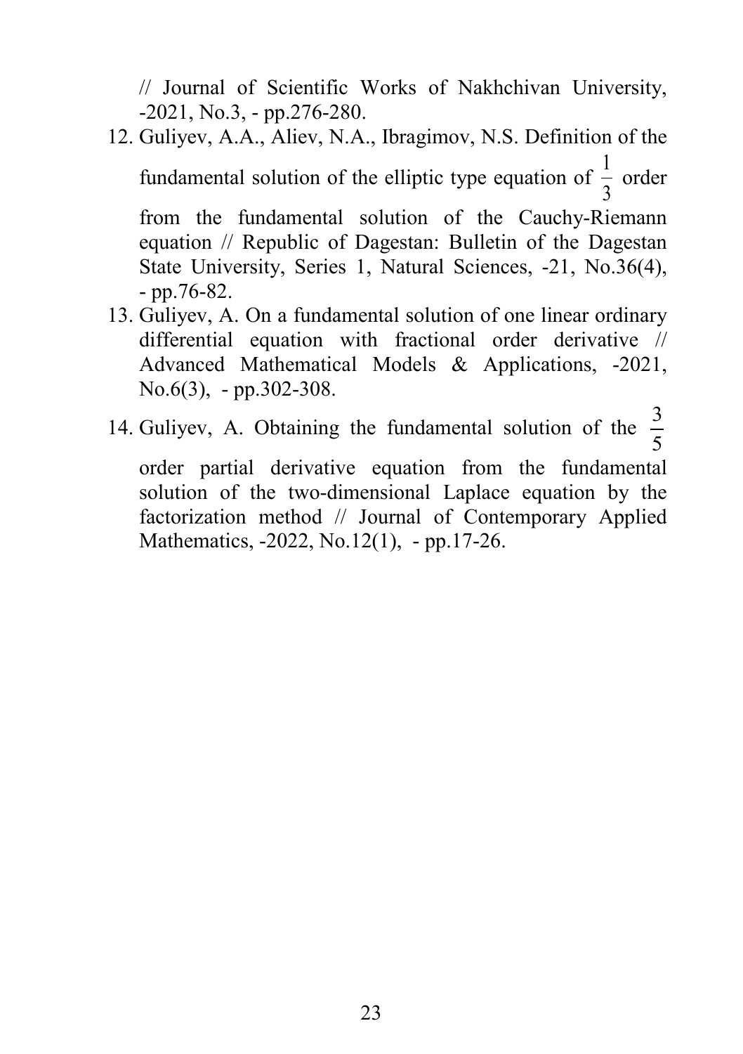// Journal of Scientific Works of Nakhchivan University, -2021, No.3, - pp.276-280.

12. Guliyev, A.A., Aliev, N.A., Ibragimov, N.S. Definition of the fundamental solution of the elliptic type equation of $\frac{1}{3}$ order from the fundamental solution of the Cauchy-Riemann equation // Republic of Dagestan: Bulletin of the Dagestan State University, Series 1, Natural Sciences, -21, No.36(4), - pp.76-82.
13. Guliyev, A. On a fundamental solution of one linear ordinary differential equation with fractional order derivative // Advanced Mathematical Models & Applications, -2021, No.6(3), - pp.302-308.
14. Guliyev, A. Obtaining the fundamental solution of the $\frac{3}{5}$ order partial derivative equation from the fundamental solution of the two-dimensional Laplace equation by the factorization method // Journal of Contemporary Applied Mathematics, -2022, No.12(1), - pp.17-26.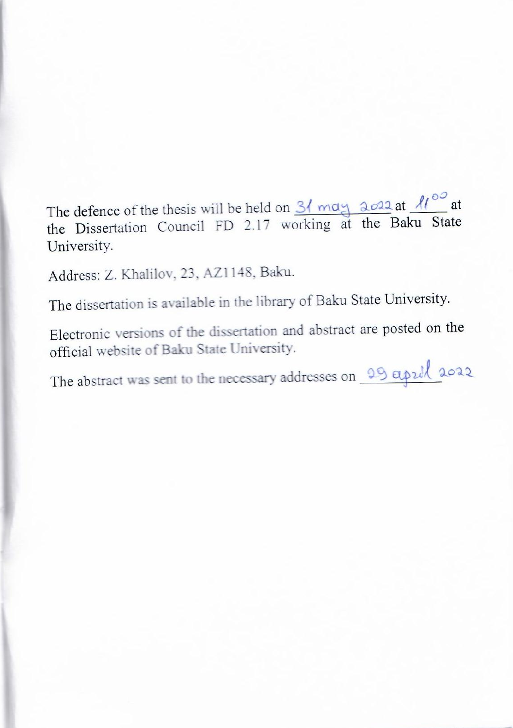The defence of the thesis will be held on 31 may 2022 at $11^{00}$ at the Dissertation Council FD 2.17 working at the Baku State University.

Address: Z. Khalilov, 23, AZ1148, Baku.

The dissertation is available in the library of Baku State University.

Electronic versions of the dissertation and abstract are posted on the official website of Baku State University.

The abstract was sent to the necessary addresses on 29 april 2022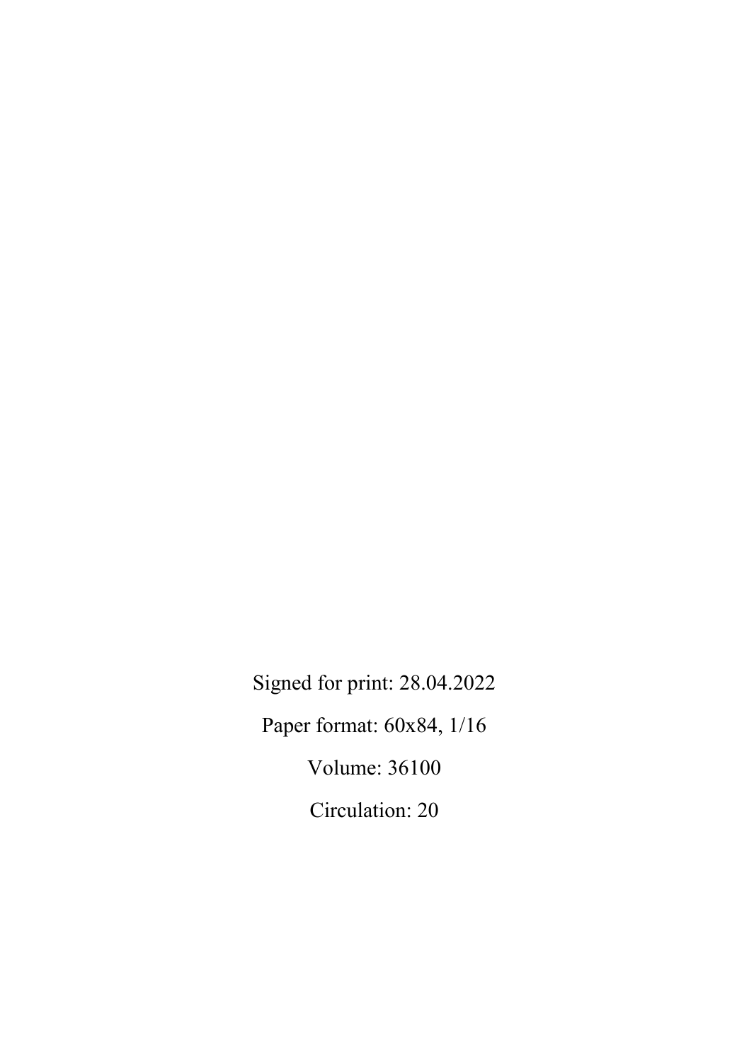Signed for print: 28.04.2022

Paper format: 60x84, 1/16

Volume: 36100

Circulation: 20